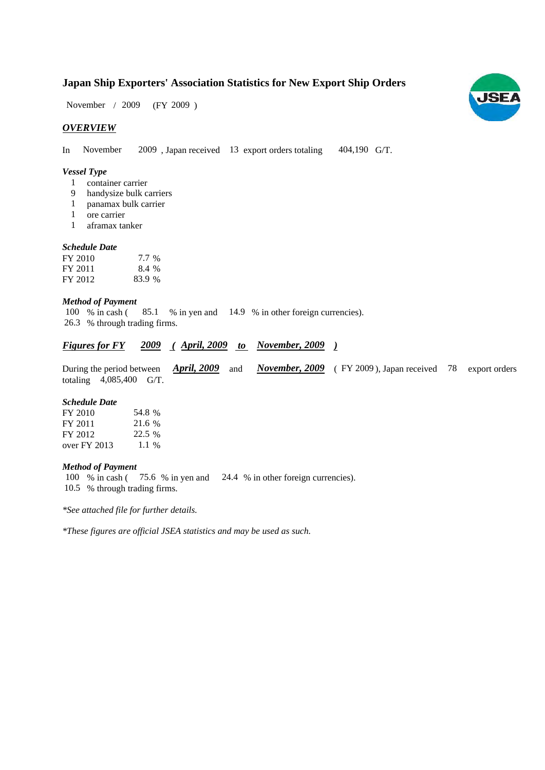# Japan Ship Exporters' Association Statistics for New Export Ship Orders

November / 2009 (FY 2009 )

## *OVERVIEW*

In November 2009 , Japan received 13 export orders totaling 404,190 G/T.

### *Vessel Type*

1 container carrier
9 handysize bulk carriers
1 panamax bulk carrier
1 ore carrier
1 aframax tanker

### *Schedule Date*

| | |
|---|---|
| FY 2010 | 7.7 % |
| FY 2011 | 8.4 % |
| FY 2012 | 83.9 % |

### *Method of Payment*

100 % in cash ( 85.1 % in yen and 14.9 % in other foreign currencies).
26.3 % through trading firms.

## *Figures for FY 2009 ( April, 2009 to November, 2009 )*

During the period between ***April, 2009*** and ***November, 2009*** ( FY 2009 ), Japan received 78 export orders totaling 4,085,400 G/T.

### *Schedule Date*

| | |
|---|---|
| FY 2010 | 54.8 % |
| FY 2011 | 21.6 % |
| FY 2012 | 22.5 % |
| over FY 2013 | 1.1 % |

### *Method of Payment*

100 % in cash ( 75.6 % in yen and 24.4 % in other foreign currencies).
10.5 % through trading firms.

*\*See attached file for further details.*

*\*These figures are official JSEA statistics and may be used as such.*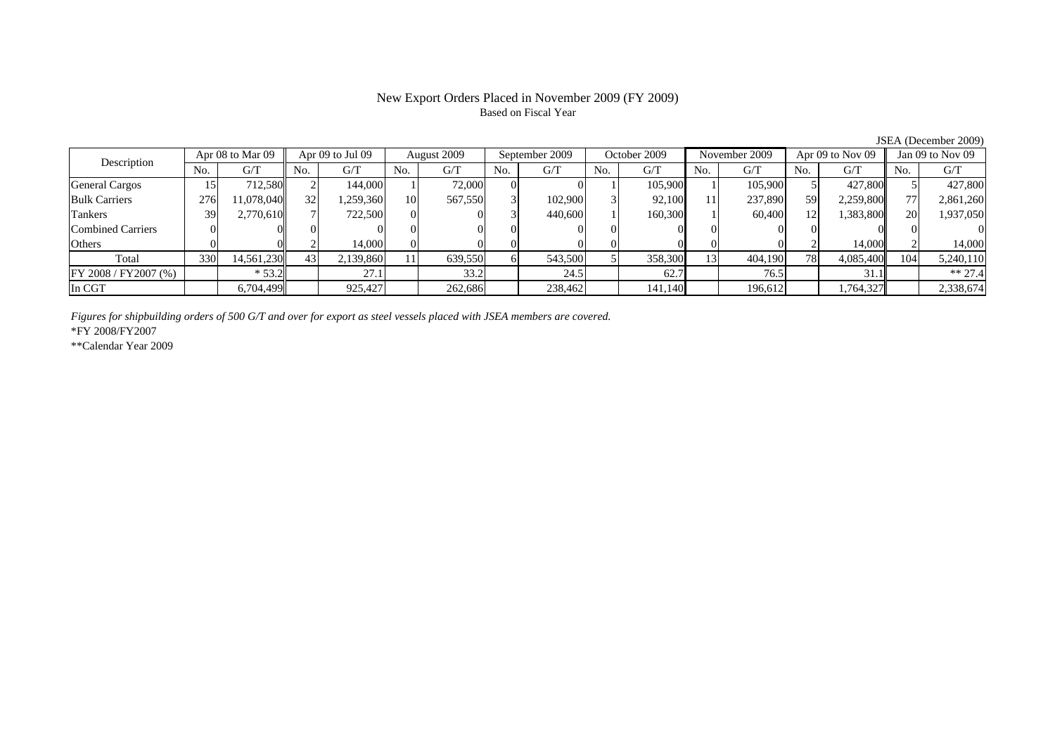# New Export Orders Placed in November 2009 (FY 2009)

Based on Fiscal Year

JSEA (December 2009)

| Description | Apr 08 to Mar 09 | | Apr 09 to Jul 09 | | August 2009 | | September 2009 | | October 2009 | | November 2009 | | Apr 09 to Nov 09 | | Jan 09 to Nov 09 | |
|---|---|---|---|---|---|---|---|---|---|---|---|---|---|---|---|---|
| | No. | G/T | No. | G/T | No. | G/T | No. | G/T | No. | G/T | No. | G/T | No. | G/T | No. | G/T |
| General Cargos | 15 | 712,580 | 2 | 144,000 | 1 | 72,000 | 0 | 0 | 1 | 105,900 | 1 | 105,900 | 5 | 427,800 | 5 | 427,800 |
| Bulk Carriers | 276 | 11,078,040 | 32 | 1,259,360 | 10 | 567,550 | 3 | 102,900 | 3 | 92,100 | 11 | 237,890 | 59 | 2,259,800 | 77 | 2,861,260 |
| Tankers | 39 | 2,770,610 | 7 | 722,500 | 0 | 0 | 3 | 440,600 | 1 | 160,300 | 1 | 60,400 | 12 | 1,383,800 | 20 | 1,937,050 |
| Combined Carriers | 0 | 0 | 0 | 0 | 0 | 0 | 0 | 0 | 0 | 0 | 0 | 0 | 0 | 0 | 0 | 0 |
| Others | 0 | 0 | 2 | 14,000 | 0 | 0 | 0 | 0 | 0 | 0 | 0 | 0 | 2 | 14,000 | 2 | 14,000 |
| Total | 330 | 14,561,230 | 43 | 2,139,860 | 11 | 639,550 | 6 | 543,500 | 5 | 358,300 | 13 | 404,190 | 78 | 4,085,400 | 104 | 5,240,110 |
| FY 2008 / FY2007 (%) | | * 53.2 | | 27.1 | | 33.2 | | 24.5 | | 62.7 | | 76.5 | | 31.1 | | ** 27.4 |
| In CGT | | 6,704,499 | | 925,427 | | 262,686 | | 238,462 | | 141,140 | | 196,612 | | 1,764,327 | | 2,338,674 |

*Figures for shipbuilding orders of 500 G/T and over for export as steel vessels placed with JSEA members are covered.*

*FY 2008/FY2007

**Calendar Year 2009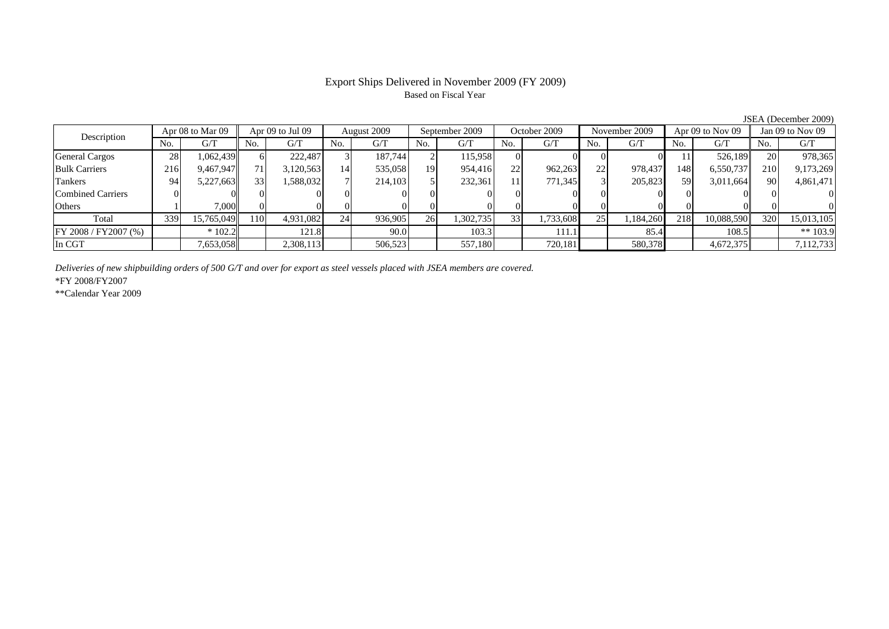# Export Ships Delivered in November 2009 (FY 2009)

Based on Fiscal Year

JSEA (December 2009)

| Description | Apr 08 to Mar 09 | | Apr 09 to Jul 09 | | August 2009 | | September 2009 | | October 2009 | | November 2009 | | Apr 09 to Nov 09 | | Jan 09 to Nov 09 | |
|---|---|---|---|---|---|---|---|---|---|---|---|---|---|---|---|---|
| | No. | G/T | No. | G/T | No. | G/T | No. | G/T | No. | G/T | No. | G/T | No. | G/T | No. | G/T |
| General Cargos | 28 | 1,062,439 | 6 | 222,487 | 3 | 187,744 | 2 | 115,958 | 0 | 0 | 0 | 0 | 11 | 526,189 | 20 | 978,365 |
| Bulk Carriers | 216 | 9,467,947 | 71 | 3,120,563 | 14 | 535,058 | 19 | 954,416 | 22 | 962,263 | 22 | 978,437 | 148 | 6,550,737 | 210 | 9,173,269 |
| Tankers | 94 | 5,227,663 | 33 | 1,588,032 | 7 | 214,103 | 5 | 232,361 | 11 | 771,345 | 3 | 205,823 | 59 | 3,011,664 | 90 | 4,861,471 |
| Combined Carriers | 0 | 0 | 0 | 0 | 0 | 0 | 0 | 0 | 0 | 0 | 0 | 0 | 0 | 0 | 0 | 0 |
| Others | 1 | 7,000 | 0 | 0 | 0 | 0 | 0 | 0 | 0 | 0 | 0 | 0 | 0 | 0 | 0 | 0 |
| Total | 339 | 15,765,049 | 110 | 4,931,082 | 24 | 936,905 | 26 | 1,302,735 | 33 | 1,733,608 | 25 | 1,184,260 | 218 | 10,088,590 | 320 | 15,013,105 |
| FY 2008 / FY2007 (%) | | * 102.2 | | 121.8 | | 90.0 | | 103.3 | | 111.1 | | 85.4 | | 108.5 | | ** 103.9 |
| In CGT | | 7,653,058 | | 2,308,113 | | 506,523 | | 557,180 | | 720,181 | | 580,378 | | 4,672,375 | | 7,112,733 |

*Deliveries of new shipbuilding orders of 500 G/T and over for export as steel vessels placed with JSEA members are covered.*

*FY 2008/FY2007

**Calendar Year 2009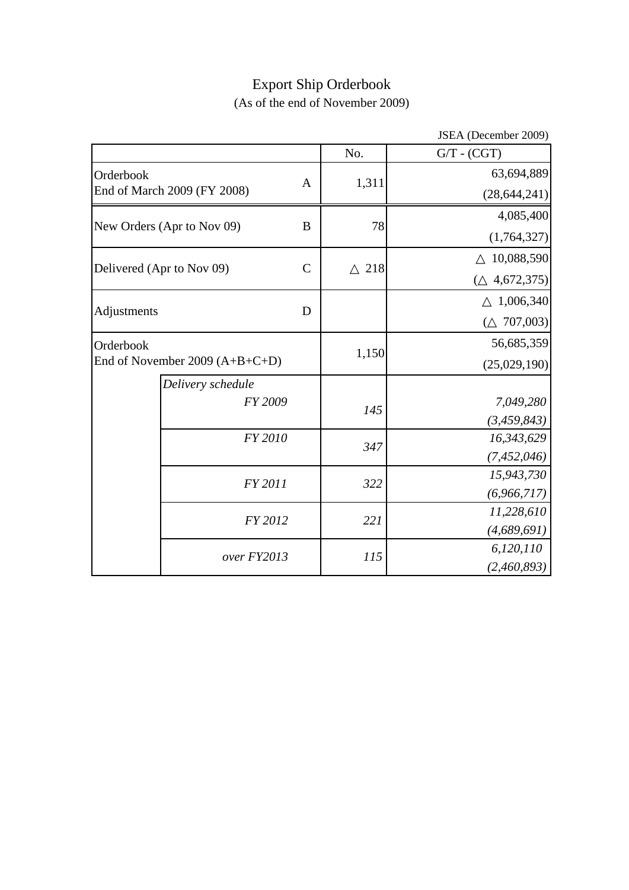# Export Ship Orderbook

(As of the end of November 2009)

JSEA (December 2009)

| | | | No. | G/T - (CGT) |
|---|---|---|---|---|
| Orderbook<br>End of March 2009 (FY 2008) | | A | 1,311 | 63,694,889<br>(28,644,241) |
| New Orders (Apr to Nov 09) | | B | 78 | 4,085,400<br>(1,764,327) |
| Delivered (Apr to Nov 09) | | C | △ 218 | △ 10,088,590<br>(△ 4,672,375) |
| Adjustments | | D | | △ 1,006,340<br>(△ 707,003) |
| Orderbook<br>End of November 2009 (A+B+C+D) | | | 1,150 | 56,685,359<br>(25,029,190) |
| | *Delivery schedule*<br>*FY 2009* | | *145* | *7,049,280*<br>*(3,459,843)* |
| | *FY 2010* | | *347* | *16,343,629*<br>*(7,452,046)* |
| | *FY 2011* | | *322* | *15,943,730*<br>*(6,966,717)* |
| | *FY 2012* | | *221* | *11,228,610*<br>*(4,689,691)* |
| | *over FY2013* | | *115* | *6,120,110*<br>*(2,460,893)* |